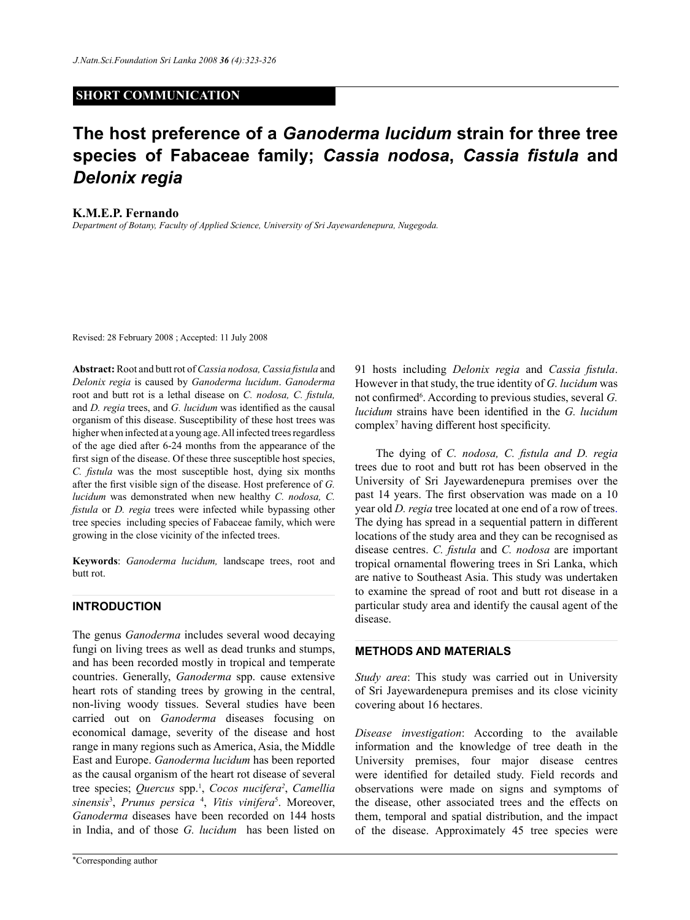**SHORT COMMUNICATION**

# The host preference of a *Ganoderma lucidum* strain for three tree species of Fabaceae family; *Cassia nodosa*, *Cassia fistula* and *Delonix regia*

**K.M.E.P. Fernando**

*Department of Botany, Faculty of Applied Science, University of Sri Jayewardenepura, Nugegoda.*

Revised: 28 February 2008 ; Accepted: 11 July 2008

**Abstract:** Root and butt rot of *Cassia nodosa, Cassia fistula* and *Delonix regia* is caused by *Ganoderma lucidum*. *Ganoderma* root and butt rot is a lethal disease on *C. nodosa, C. fistula,* and *D. regia* trees, and *G. lucidum* was identified as the causal organism of this disease. Susceptibility of these host trees was higher when infected at a young age. All infected trees regardless of the age died after 6-24 months from the appearance of the first sign of the disease. Of these three susceptible host species, *C. fistula* was the most susceptible host, dying six months after the first visible sign of the disease. Host preference of *G. lucidum* was demonstrated when new healthy *C. nodosa, C. fistula* or *D. regia* trees were infected while bypassing other tree species including species of Fabaceae family, which were growing in the close vicinity of the infected trees.

**Keywords**: *Ganoderma lucidum,* landscape trees, root and butt rot.

## INTRODUCTION

The genus *Ganoderma* includes several wood decaying fungi on living trees as well as dead trunks and stumps, and has been recorded mostly in tropical and temperate countries. Generally, *Ganoderma* spp. cause extensive heart rots of standing trees by growing in the central, non-living woody tissues. Several studies have been carried out on *Ganoderma* diseases focusing on economical damage, severity of the disease and host range in many regions such as America, Asia, the Middle East and Europe. *Ganoderma lucidum* has been reported as the causal organism of the heart rot disease of several tree species; *Quercus* spp.[1], *Cocos nucifera*[2], *Camellia sinensis*[3], *Prunus persica* [4], *Vitis vinifera*[5]. Moreover, *Ganoderma* diseases have been recorded on 144 hosts in India, and of those *G. lucidum* has been listed on 91 hosts including *Delonix regia* and *Cassia fistula*. However in that study, the true identity of *G. lucidum* was not confirmed[6]. According to previous studies, several *G. lucidum* strains have been identified in the *G. lucidum* complex[7] having different host specificity.

The dying of *C. nodosa, C. fistula and D. regia* trees due to root and butt rot has been observed in the University of Sri Jayewardenepura premises over the past 14 years. The first observation was made on a 10 year old *D. regia* tree located at one end of a row of trees. The dying has spread in a sequential pattern in different locations of the study area and they can be recognised as disease centres. *C. fistula* and *C. nodosa* are important tropical ornamental flowering trees in Sri Lanka, which are native to Southeast Asia. This study was undertaken to examine the spread of root and butt rot disease in a particular study area and identify the causal agent of the disease.

## METHODS AND MATERIALS

*Study area*: This study was carried out in University of Sri Jayewardenepura premises and its close vicinity covering about 16 hectares.

*Disease investigation*: According to the available information and the knowledge of tree death in the University premises, four major disease centres were identified for detailed study. Field records and observations were made on signs and symptoms of the disease, other associated trees and the effects on them, temporal and spatial distribution, and the impact of the disease. Approximately 45 tree species were

*Corresponding author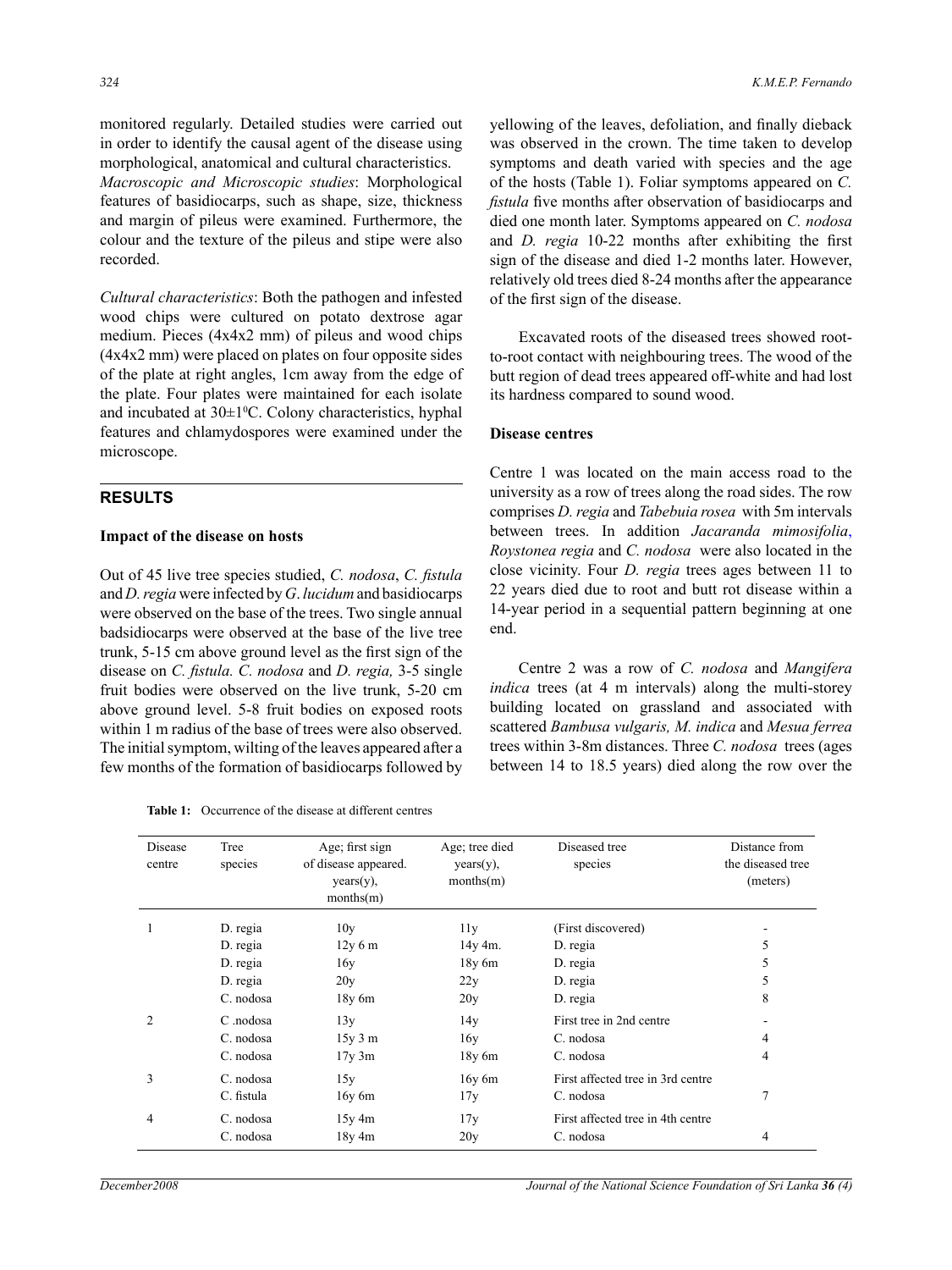monitored regularly. Detailed studies were carried out in order to identify the causal agent of the disease using morphological, anatomical and cultural characteristics.

*Macroscopic and Microscopic studies*: Morphological features of basidiocarps, such as shape, size, thickness and margin of pileus were examined. Furthermore, the colour and the texture of the pileus and stipe were also recorded.

*Cultural characteristics*: Both the pathogen and infested wood chips were cultured on potato dextrose agar medium. Pieces (4x4x2 mm) of pileus and wood chips (4x4x2 mm) were placed on plates on four opposite sides of the plate at right angles, 1cm away from the edge of the plate. Four plates were maintained for each isolate and incubated at $30\pm1^0$C. Colony characteristics, hyphal features and chlamydospores were examined under the microscope.

## RESULTS

### Impact of the disease on hosts

Out of 45 live tree species studied, *C. nodosa*, *C. fistula* and *D. regia* were infected by *G. lucidum* and basidiocarps were observed on the base of the trees. Two single annual badsidiocarps were observed at the base of the live tree trunk, 5-15 cm above ground level as the first sign of the disease on *C. fistula. C. nodosa* and *D. regia,* 3-5 single fruit bodies were observed on the live trunk, 5-20 cm above ground level. 5-8 fruit bodies on exposed roots within 1 m radius of the base of trees were also observed. The initial symptom, wilting of the leaves appeared after a few months of the formation of basidiocarps followed by yellowing of the leaves, defoliation, and finally dieback was observed in the crown. The time taken to develop symptoms and death varied with species and the age of the hosts (Table 1). Foliar symptoms appeared on *C. fistula* five months after observation of basidiocarps and died one month later. Symptoms appeared on *C. nodosa* and *D. regia* 10-22 months after exhibiting the first sign of the disease and died 1-2 months later. However, relatively old trees died 8-24 months after the appearance of the first sign of the disease.

Excavated roots of the diseased trees showed root-to-root contact with neighbouring trees. The wood of the butt region of dead trees appeared off-white and had lost its hardness compared to sound wood.

### Disease centres

Centre 1 was located on the main access road to the university as a row of trees along the road sides. The row comprises *D. regia* and *Tabebuia rosea* with 5m intervals between trees. In addition *Jacaranda mimosifolia*, *Roystonea regia* and *C. nodosa* were also located in the close vicinity. Four *D. regia* trees ages between 11 to 22 years died due to root and butt rot disease within a 14-year period in a sequential pattern beginning at one end.

Centre 2 was a row of *C. nodosa* and *Mangifera indica* trees (at 4 m intervals) along the multi-storey building located on grassland and associated with scattered *Bambusa vulgaris, M. indica* and *Mesua ferrea* trees within 3-8m distances. Three *C. nodosa* trees (ages between 14 to 18.5 years) died along the row over the

**Table 1:** Occurrence of the disease at different centres

| Disease centre | Tree species | Age; first sign of disease appeared. years(y), months(m) | Age; tree died years(y), months(m) | Diseased tree species | Distance from the diseased tree (meters) |
|---|---|---|---|---|---|
| 1 | D. regia | 10y | 11y | (First discovered) | - |
| | D. regia | 12y 6 m | 14y 4m. | D. regia | 5 |
| | D. regia | 16y | 18y 6m | D. regia | 5 |
| | D. regia | 20y | 22y | D. regia | 5 |
| | C. nodosa | 18y 6m | 20y | D. regia | 8 |
| 2 | C .nodosa | 13y | 14y | First tree in 2nd centre | - |
| | C. nodosa | 15y 3 m | 16y | C. nodosa | 4 |
| | C. nodosa | 17y 3m | 18y 6m | C. nodosa | 4 |
| 3 | C. nodosa | 15y | 16y 6m | First affected tree in 3rd centre | |
| | C. fistula | 16y 6m | 17y | C. nodosa | 7 |
| 4 | C. nodosa | 15y 4m | 17y | First affected tree in 4th centre | |
| | C. nodosa | 18y 4m | 20y | C. nodosa | 4 |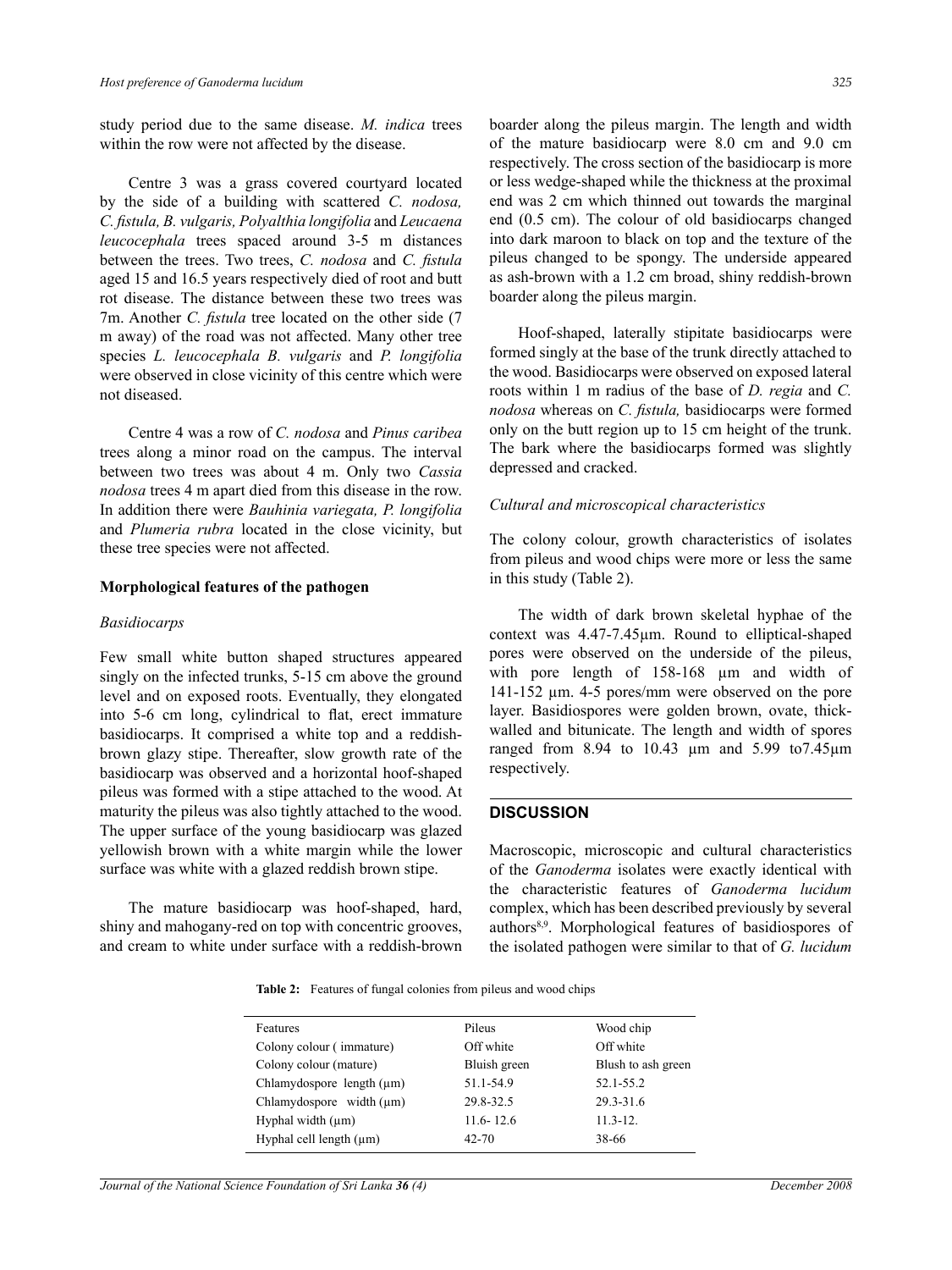study period due to the same disease. *M. indica* trees within the row were not affected by the disease.

Centre 3 was a grass covered courtyard located by the side of a building with scattered *C. nodosa, C. fistula, B. vulgaris, Polyalthia longifolia* and *Leucaena leucocephala* trees spaced around 3-5 m distances between the trees. Two trees, *C. nodosa* and *C. fistula* aged 15 and 16.5 years respectively died of root and butt rot disease. The distance between these two trees was 7m. Another *C. fistula* tree located on the other side (7 m away) of the road was not affected. Many other tree species *L. leucocephala B. vulgaris* and *P. longifolia* were observed in close vicinity of this centre which were not diseased.

Centre 4 was a row of *C. nodosa* and *Pinus caribea* trees along a minor road on the campus. The interval between two trees was about 4 m. Only two *Cassia nodosa* trees 4 m apart died from this disease in the row. In addition there were *Bauhinia variegata, P. longifolia* and *Plumeria rubra* located in the close vicinity, but these tree species were not affected.

### Morphological features of the pathogen

*Basidiocarps*

Few small white button shaped structures appeared singly on the infected trunks, 5-15 cm above the ground level and on exposed roots. Eventually, they elongated into 5-6 cm long, cylindrical to flat, erect immature basidiocarps. It comprised a white top and a reddish-brown glazy stipe. Thereafter, slow growth rate of the basidiocarp was observed and a horizontal hoof-shaped pileus was formed with a stipe attached to the wood. At maturity the pileus was also tightly attached to the wood. The upper surface of the young basidiocarp was glazed yellowish brown with a white margin while the lower surface was white with a glazed reddish brown stipe.

The mature basidiocarp was hoof-shaped, hard, shiny and mahogany-red on top with concentric grooves, and cream to white under surface with a reddish-brown boarder along the pileus margin. The length and width of the mature basidiocarp were 8.0 cm and 9.0 cm respectively. The cross section of the basidiocarp is more or less wedge-shaped while the thickness at the proximal end was 2 cm which thinned out towards the marginal end (0.5 cm). The colour of old basidiocarps changed into dark maroon to black on top and the texture of the pileus changed to be spongy. The underside appeared as ash-brown with a 1.2 cm broad, shiny reddish-brown boarder along the pileus margin.

Hoof-shaped, laterally stipitate basidiocarps were formed singly at the base of the trunk directly attached to the wood. Basidiocarps were observed on exposed lateral roots within 1 m radius of the base of *D. regia* and *C. nodosa* whereas on *C. fistula,* basidiocarps were formed only on the butt region up to 15 cm height of the trunk. The bark where the basidiocarps formed was slightly depressed and cracked.

*Cultural and microscopical characteristics*

The colony colour, growth characteristics of isolates from pileus and wood chips were more or less the same in this study (Table 2).

The width of dark brown skeletal hyphae of the context was 4.47-7.45µm. Round to elliptical-shaped pores were observed on the underside of the pileus, with pore length of 158-168 µm and width of 141-152 µm. 4-5 pores/mm were observed on the pore layer. Basidiospores were golden brown, ovate, thick-walled and bitunicate. The length and width of spores ranged from 8.94 to 10.43 µm and 5.99 to7.45µm respectively.

## DISCUSSION

Macroscopic, microscopic and cultural characteristics of the *Ganoderma* isolates were exactly identical with the characteristic features of *Ganoderma lucidum* complex, which has been described previously by several authors[8,9]. Morphological features of basidiospores of the isolated pathogen were similar to that of *G. lucidum*

**Table 2:** Features of fungal colonies from pileus and wood chips

| Features | Pileus | Wood chip |
|---|---|---|
| Colony colour ( immature) | Off white | Off white |
| Colony colour (mature) | Bluish green | Blush to ash green |
| Chlamydospore length (µm) | 51.1-54.9 | 52.1-55.2 |
| Chlamydospore width (µm) | 29.8-32.5 | 29.3-31.6 |
| Hyphal width (µm) | 11.6- 12.6 | 11.3-12. |
| Hyphal cell length (µm) | 42-70 | 38-66 |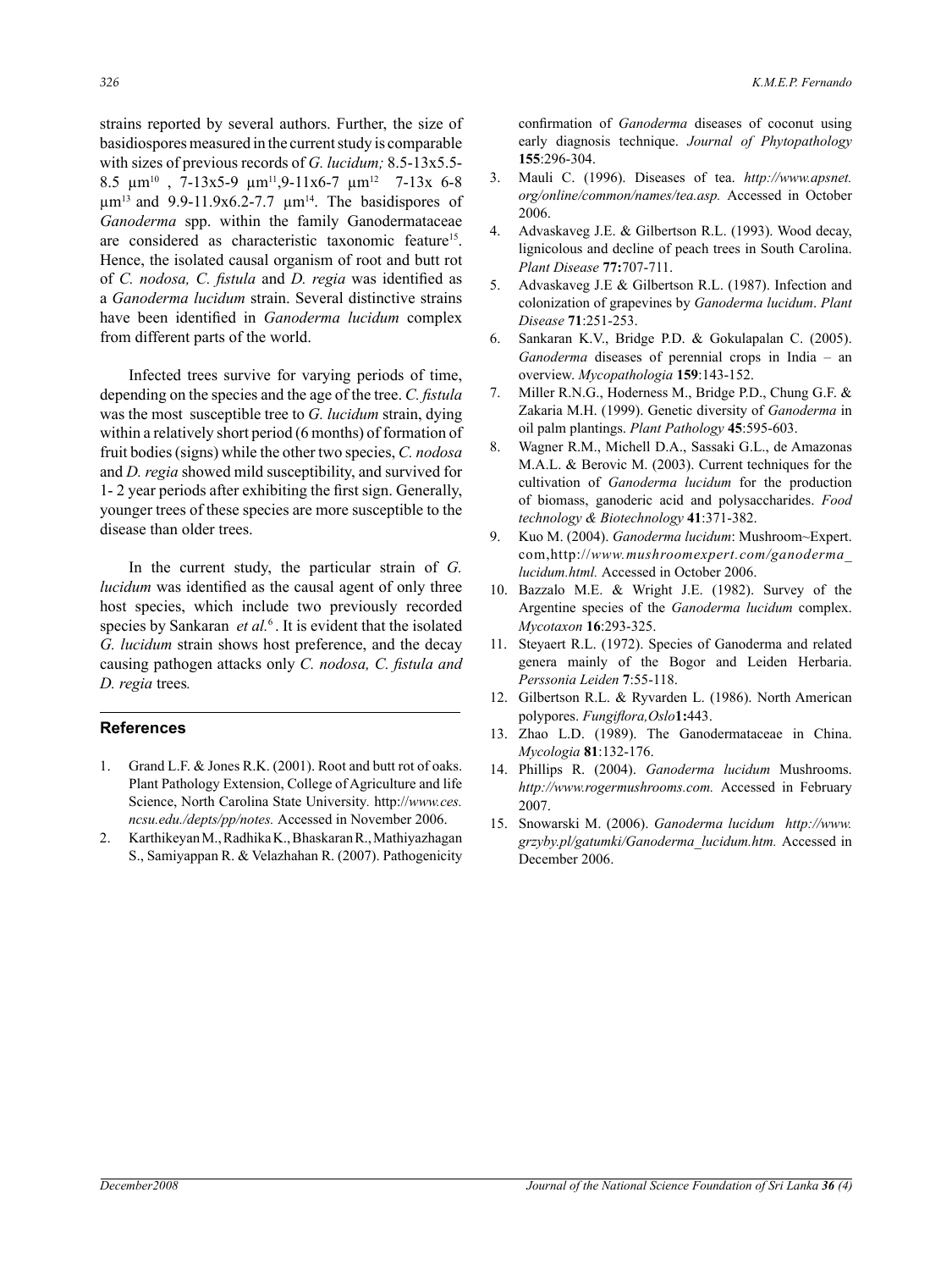strains reported by several authors. Further, the size of basidiospores measured in the current study is comparable with sizes of previous records of *G. lucidum;* 8.5-13x5.5-8.5 µm[10] , 7-13x5-9 µm[11],9-11x6-7 µm[12] 7-13x 6-8 µm[13] and 9.9-11.9x6.2-7.7 µm[14]. The basidispores of *Ganoderma* spp. within the family Ganodermataceae are considered as characteristic taxonomic feature[15]. Hence, the isolated causal organism of root and butt rot of *C. nodosa, C. fistula* and *D. regia* was identified as a *Ganoderma lucidum* strain. Several distinctive strains have been identified in *Ganoderma lucidum* complex from different parts of the world.

Infected trees survive for varying periods of time, depending on the species and the age of the tree. *C. fistula* was the most susceptible tree to *G. lucidum* strain, dying within a relatively short period (6 months) of formation of fruit bodies (signs) while the other two species, *C. nodosa* and *D. regia* showed mild susceptibility, and survived for 1- 2 year periods after exhibiting the first sign. Generally, younger trees of these species are more susceptible to the disease than older trees.

In the current study, the particular strain of *G. lucidum* was identified as the causal agent of only three host species, which include two previously recorded species by Sankaran *et al.*[6]. It is evident that the isolated *G. lucidum* strain shows host preference, and the decay causing pathogen attacks only *C. nodosa, C. fistula and D. regia* trees*.*

## References

1. Grand L.F. & Jones R.K. (2001). Root and butt rot of oaks. Plant Pathology Extension, College of Agriculture and life Science, North Carolina State University*.* http://*www.ces.ncsu.edu./depts/pp/notes.* Accessed in November 2006.
2. Karthikeyan M., Radhika K., Bhaskaran R., Mathiyazhagan S., Samiyappan R. & Velazhahan R. (2007). Pathogenicity confirmation of *Ganoderma* diseases of coconut using early diagnosis technique. *Journal of Phytopathology* **155**:296-304.
3. Mauli C. (1996). Diseases of tea. *http://www.apsnet.org/online/common/names/tea.asp.* Accessed in October 2006.
4. Advaskaveg J.E. & Gilbertson R.L. (1993). Wood decay, lignicolous and decline of peach trees in South Carolina. *Plant Disease* **77:**707-711.
5. Advaskaveg J.E & Gilbertson R.L. (1987). Infection and colonization of grapevines by *Ganoderma lucidum*. *Plant Disease* **71**:251-253.
6. Sankaran K.V., Bridge P.D. & Gokulapalan C. (2005). *Ganoderma* diseases of perennial crops in India – an overview. *Mycopathologia* **159**:143-152.
7. Miller R.N.G., Hoderness M., Bridge P.D., Chung G.F. & Zakaria M.H. (1999). Genetic diversity of *Ganoderma* in oil palm plantings. *Plant Pathology* **45**:595-603.
8. Wagner R.M., Michell D.A., Sassaki G.L., de Amazonas M.A.L. & Berovic M. (2003). Current techniques for the cultivation of *Ganoderma lucidum* for the production of biomass, ganoderic acid and polysaccharides. *Food technology & Biotechnology* **41**:371-382.
9. Kuo M. (2004). *Ganoderma lucidum*: Mushroom~Expert.com,http://*www.mushroomexpert.com/ganoderma_lucidum.html.* Accessed in October 2006.
10. Bazzalo M.E. & Wright J.E. (1982). Survey of the Argentine species of the *Ganoderma lucidum* complex. *Mycotaxon* **16**:293-325.
11. Steyaert R.L. (1972). Species of Ganoderma and related genera mainly of the Bogor and Leiden Herbaria. *Perssonia Leiden* **7**:55-118.
12. Gilbertson R.L. & Ryvarden L. (1986). North American polypores. *Fungiflora,Oslo***1:**443.
13. Zhao L.D. (1989). The Ganodermataceae in China. *Mycologia* **81**:132-176.
14. Phillips R. (2004). *Ganoderma lucidum* Mushrooms. *http://www.rogermushrooms.com.* Accessed in February 2007.
15. Snowarski M. (2006). *Ganoderma lucidum http://www.grzyby.pl/gatumki/Ganoderma_lucidum.htm.* Accessed in December 2006.